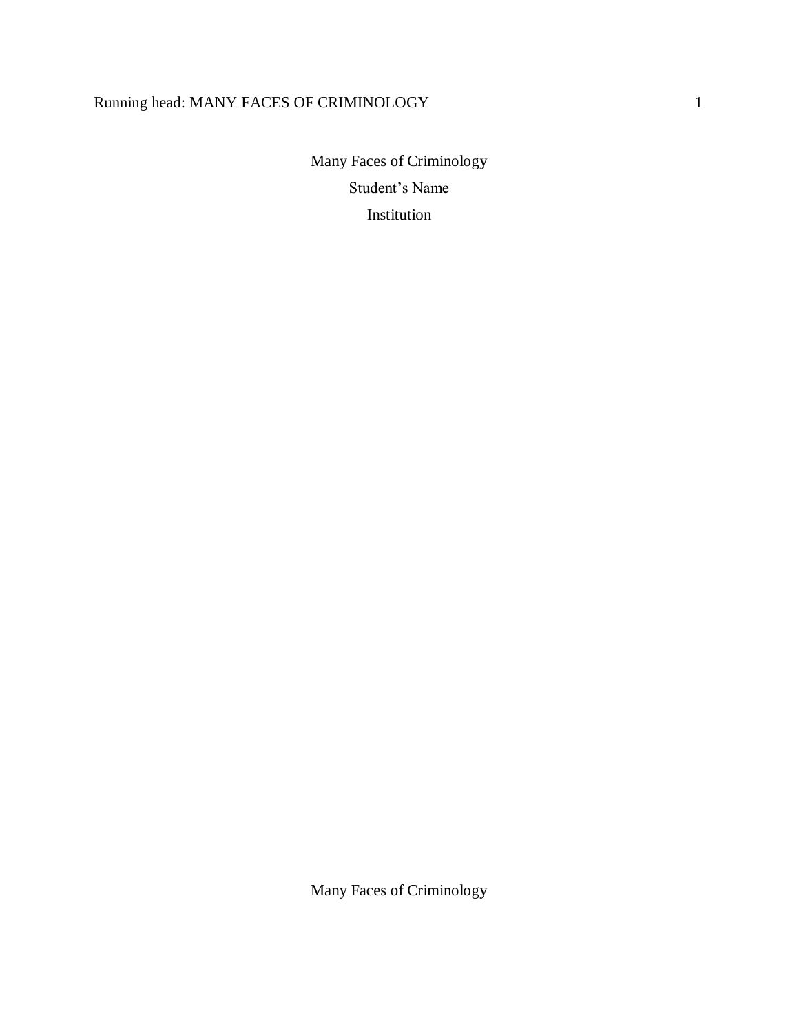# Many Faces of Criminology

Student's Name

Institution

Many Faces of Criminology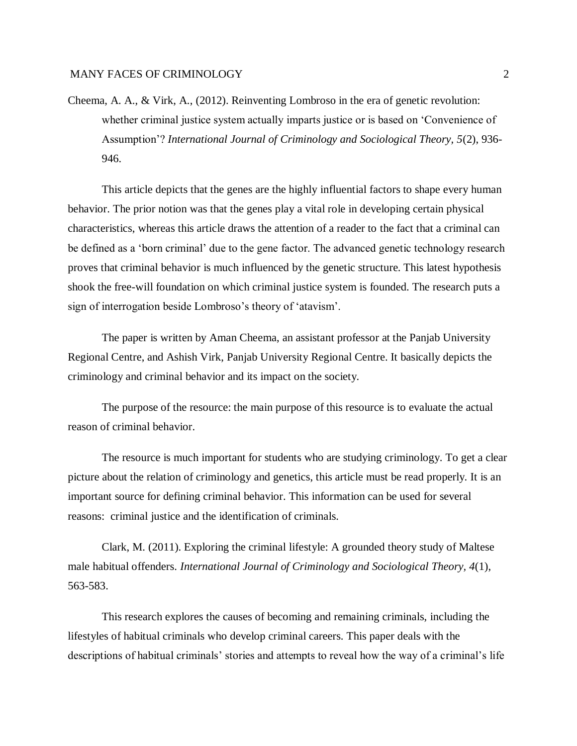Cheema, A. A., & Virk, A., (2012). Reinventing Lombroso in the era of genetic revolution: whether criminal justice system actually imparts justice or is based on 'Convenience of Assumption'? *International Journal of Criminology and Sociological Theory, 5*(2), 936-946.

This article depicts that the genes are the highly influential factors to shape every human behavior. The prior notion was that the genes play a vital role in developing certain physical characteristics, whereas this article draws the attention of a reader to the fact that a criminal can be defined as a 'born criminal' due to the gene factor. The advanced genetic technology research proves that criminal behavior is much influenced by the genetic structure. This latest hypothesis shook the free-will foundation on which criminal justice system is founded. The research puts a sign of interrogation beside Lombroso's theory of 'atavism'.

The paper is written by Aman Cheema, an assistant professor at the Panjab University Regional Centre, and Ashish Virk, Panjab University Regional Centre. It basically depicts the criminology and criminal behavior and its impact on the society.

The purpose of the resource: the main purpose of this resource is to evaluate the actual reason of criminal behavior.

The resource is much important for students who are studying criminology. To get a clear picture about the relation of criminology and genetics, this article must be read properly. It is an important source for defining criminal behavior. This information can be used for several reasons: criminal justice and the identification of criminals.

Clark, M. (2011). Exploring the criminal lifestyle: A grounded theory study of Maltese male habitual offenders. *International Journal of Criminology and Sociological Theory, 4*(1), 563-583.

This research explores the causes of becoming and remaining criminals, including the lifestyles of habitual criminals who develop criminal careers. This paper deals with the descriptions of habitual criminals' stories and attempts to reveal how the way of a criminal's life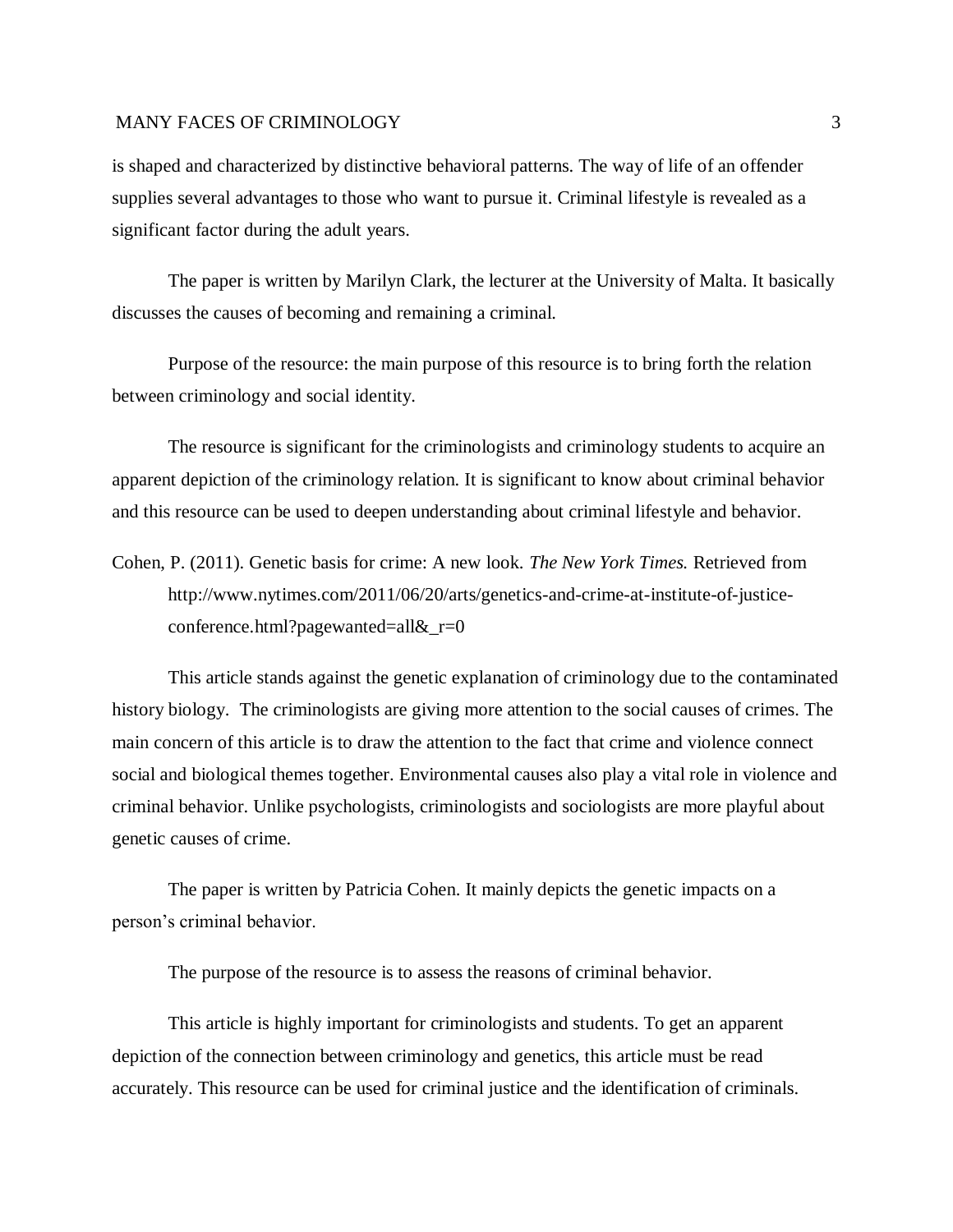is shaped and characterized by distinctive behavioral patterns. The way of life of an offender supplies several advantages to those who want to pursue it. Criminal lifestyle is revealed as a significant factor during the adult years.

The paper is written by Marilyn Clark, the lecturer at the University of Malta. It basically discusses the causes of becoming and remaining a criminal.

Purpose of the resource: the main purpose of this resource is to bring forth the relation between criminology and social identity.

The resource is significant for the criminologists and criminology students to acquire an apparent depiction of the criminology relation. It is significant to know about criminal behavior and this resource can be used to deepen understanding about criminal lifestyle and behavior.

Cohen, P. (2011). Genetic basis for crime: A new look. *The New York Times.* Retrieved from http://www.nytimes.com/2011/06/20/arts/genetics-and-crime-at-institute-of-justice-conference.html?pagewanted=all&_r=0

This article stands against the genetic explanation of criminology due to the contaminated history biology. The criminologists are giving more attention to the social causes of crimes. The main concern of this article is to draw the attention to the fact that crime and violence connect social and biological themes together. Environmental causes also play a vital role in violence and criminal behavior. Unlike psychologists, criminologists and sociologists are more playful about genetic causes of crime.

The paper is written by Patricia Cohen. It mainly depicts the genetic impacts on a person's criminal behavior.

The purpose of the resource is to assess the reasons of criminal behavior.

This article is highly important for criminologists and students. To get an apparent depiction of the connection between criminology and genetics, this article must be read accurately. This resource can be used for criminal justice and the identification of criminals.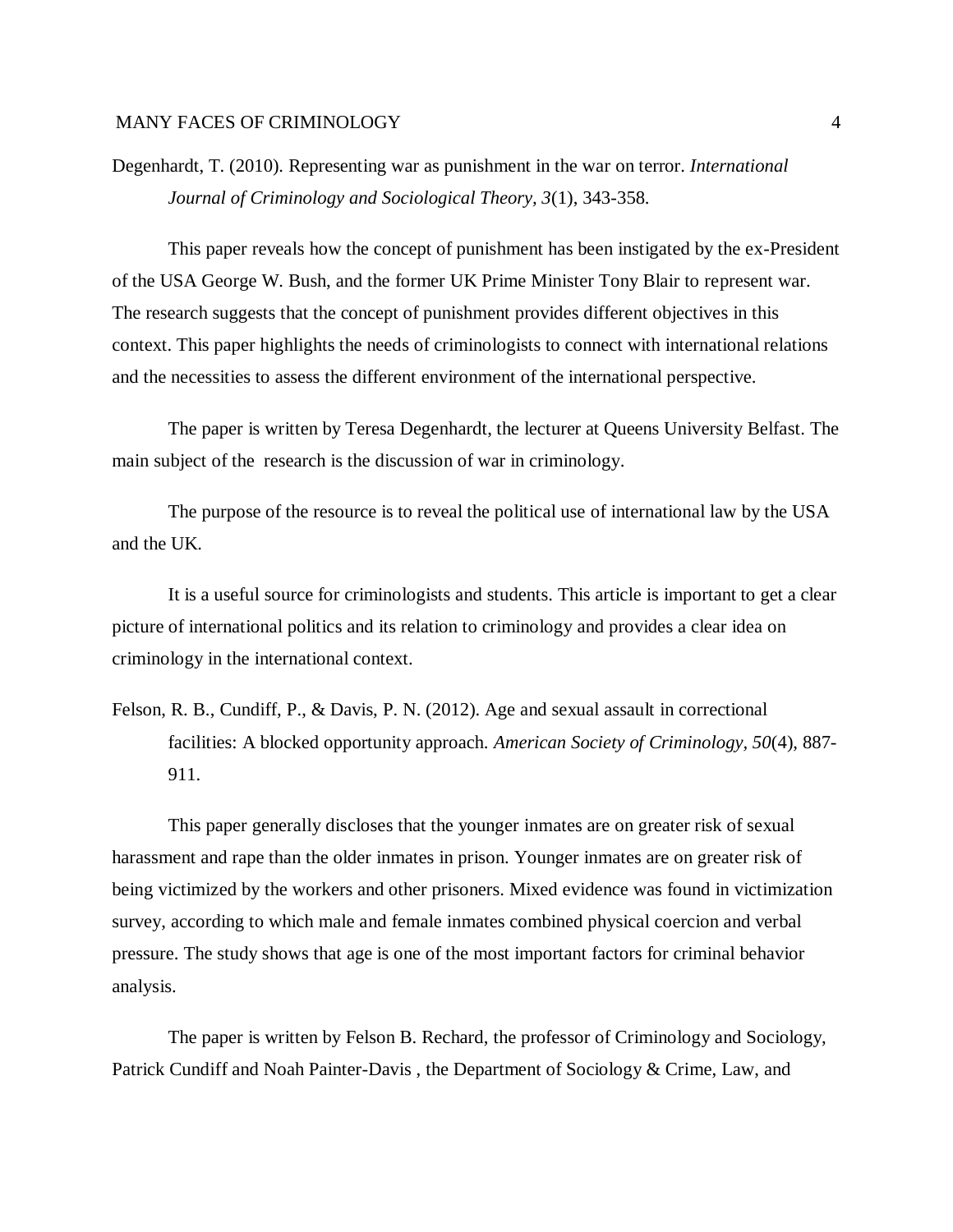Degenhardt, T. (2010). Representing war as punishment in the war on terror. *International Journal of Criminology and Sociological Theory, 3*(1), 343-358.

This paper reveals how the concept of punishment has been instigated by the ex-President of the USA George W. Bush, and the former UK Prime Minister Tony Blair to represent war. The research suggests that the concept of punishment provides different objectives in this context. This paper highlights the needs of criminologists to connect with international relations and the necessities to assess the different environment of the international perspective.

The paper is written by Teresa Degenhardt, the lecturer at Queens University Belfast. The main subject of the research is the discussion of war in criminology.

The purpose of the resource is to reveal the political use of international law by the USA and the UK.

It is a useful source for criminologists and students. This article is important to get a clear picture of international politics and its relation to criminology and provides a clear idea on criminology in the international context.

Felson, R. B., Cundiff, P., & Davis, P. N. (2012). Age and sexual assault in correctional facilities: A blocked opportunity approach. *American Society of Criminology*, *50*(4), 887-911.

This paper generally discloses that the younger inmates are on greater risk of sexual harassment and rape than the older inmates in prison. Younger inmates are on greater risk of being victimized by the workers and other prisoners. Mixed evidence was found in victimization survey, according to which male and female inmates combined physical coercion and verbal pressure. The study shows that age is one of the most important factors for criminal behavior analysis.

The paper is written by Felson B. Rechard, the professor of Criminology and Sociology, Patrick Cundiff and Noah Painter-Davis , the Department of Sociology & Crime, Law, and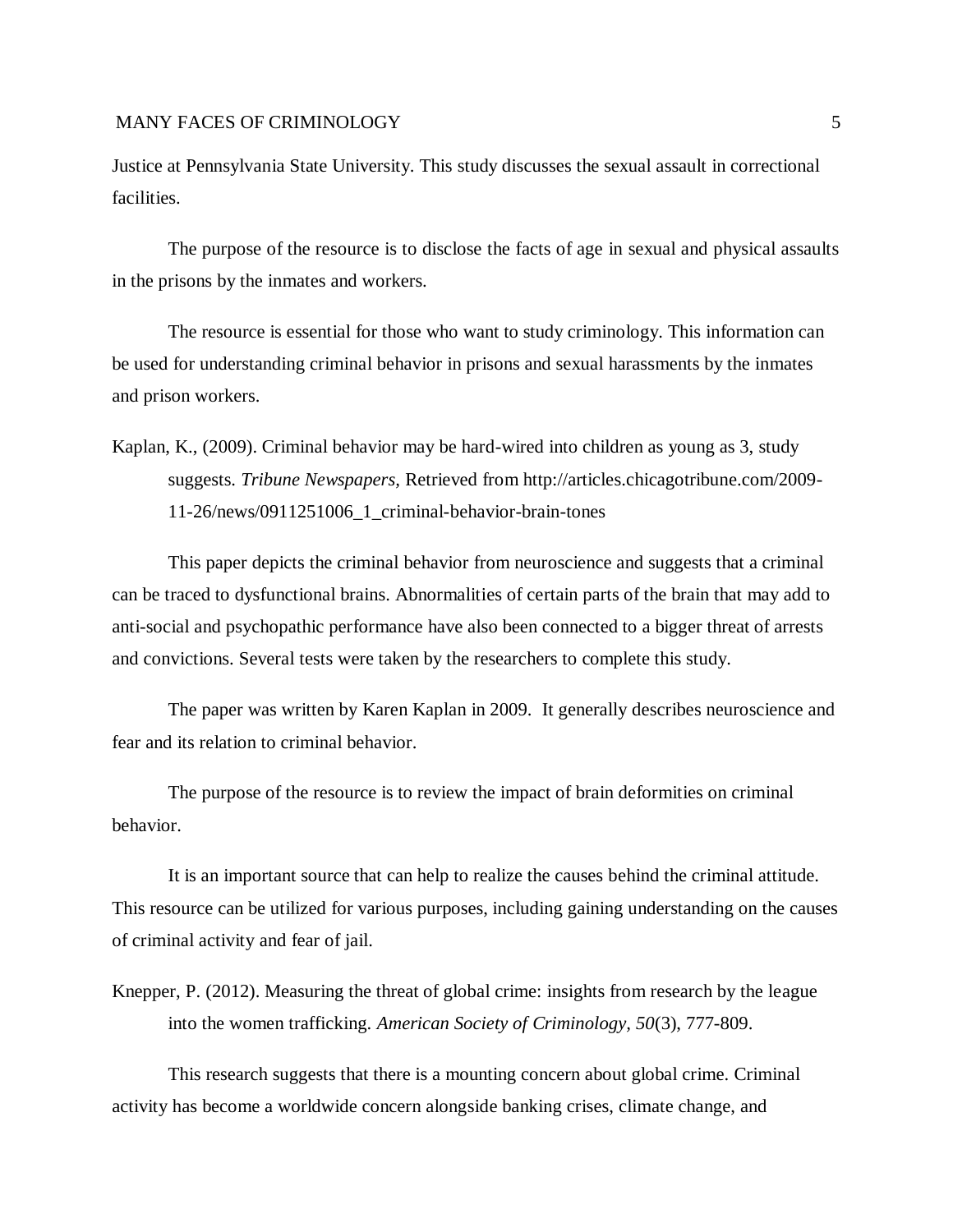Justice at Pennsylvania State University. This study discusses the sexual assault in correctional facilities.

The purpose of the resource is to disclose the facts of age in sexual and physical assaults in the prisons by the inmates and workers.

The resource is essential for those who want to study criminology. This information can be used for understanding criminal behavior in prisons and sexual harassments by the inmates and prison workers.

Kaplan, K., (2009). Criminal behavior may be hard-wired into children as young as 3, study suggests. *Tribune Newspapers,* Retrieved from http://articles.chicagotribune.com/2009-11-26/news/0911251006_1_criminal-behavior-brain-tones

This paper depicts the criminal behavior from neuroscience and suggests that a criminal can be traced to dysfunctional brains. Abnormalities of certain parts of the brain that may add to anti-social and psychopathic performance have also been connected to a bigger threat of arrests and convictions. Several tests were taken by the researchers to complete this study.

The paper was written by Karen Kaplan in 2009. It generally describes neuroscience and fear and its relation to criminal behavior.

The purpose of the resource is to review the impact of brain deformities on criminal behavior.

It is an important source that can help to realize the causes behind the criminal attitude. This resource can be utilized for various purposes, including gaining understanding on the causes of criminal activity and fear of jail.

Knepper, P. (2012). Measuring the threat of global crime: insights from research by the league into the women trafficking. *American Society of Criminology, 50*(3), 777-809.

This research suggests that there is a mounting concern about global crime. Criminal activity has become a worldwide concern alongside banking crises, climate change, and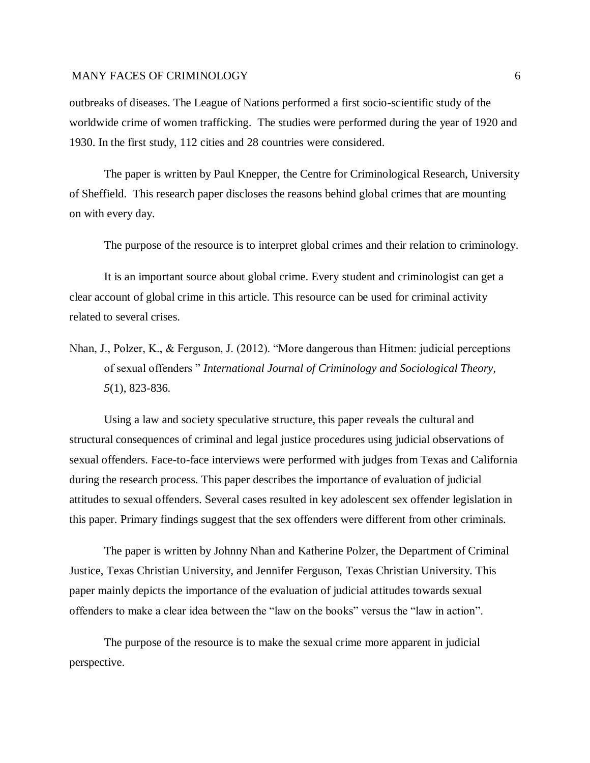outbreaks of diseases. The League of Nations performed a first socio-scientific study of the worldwide crime of women trafficking. The studies were performed during the year of 1920 and 1930. In the first study, 112 cities and 28 countries were considered.

The paper is written by Paul Knepper, the Centre for Criminological Research, University of Sheffield. This research paper discloses the reasons behind global crimes that are mounting on with every day.

The purpose of the resource is to interpret global crimes and their relation to criminology.

It is an important source about global crime. Every student and criminologist can get a clear account of global crime in this article. This resource can be used for criminal activity related to several crises.

Nhan, J., Polzer, K., & Ferguson, J. (2012). "More dangerous than Hitmen: judicial perceptions of sexual offenders " *International Journal of Criminology and Sociological Theory, 5*(1), 823-836.

Using a law and society speculative structure, this paper reveals the cultural and structural consequences of criminal and legal justice procedures using judicial observations of sexual offenders. Face-to-face interviews were performed with judges from Texas and California during the research process. This paper describes the importance of evaluation of judicial attitudes to sexual offenders. Several cases resulted in key adolescent sex offender legislation in this paper. Primary findings suggest that the sex offenders were different from other criminals.

The paper is written by Johnny Nhan and Katherine Polzer, the Department of Criminal Justice, Texas Christian University, and Jennifer Ferguson, Texas Christian University. This paper mainly depicts the importance of the evaluation of judicial attitudes towards sexual offenders to make a clear idea between the "law on the books" versus the "law in action".

The purpose of the resource is to make the sexual crime more apparent in judicial perspective.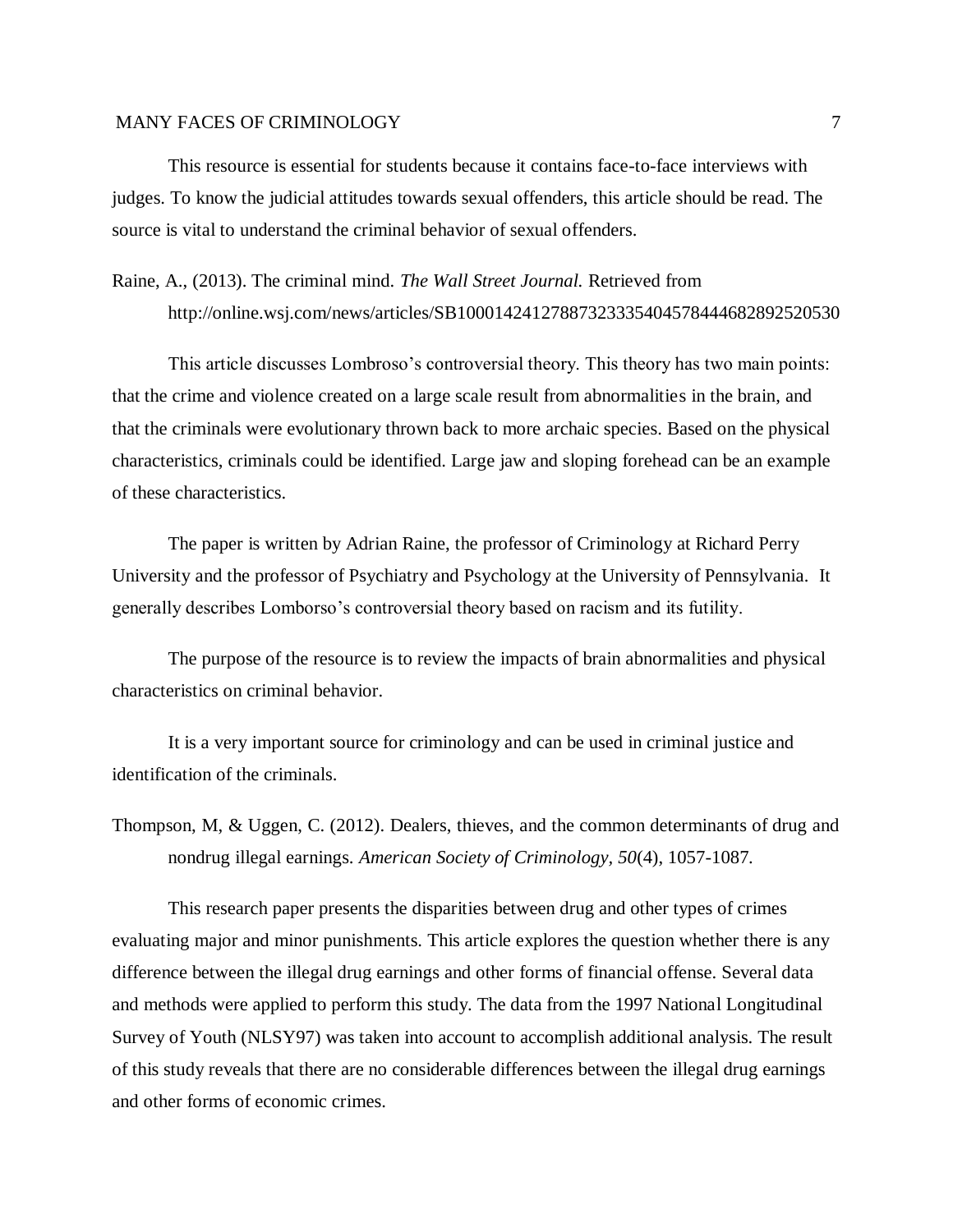This resource is essential for students because it contains face-to-face interviews with judges. To know the judicial attitudes towards sexual offenders, this article should be read. The source is vital to understand the criminal behavior of sexual offenders.

Raine, A., (2013). The criminal mind. *The Wall Street Journal.* Retrieved from http://online.wsj.com/news/articles/SB10001424127887323335404578444682892520530

This article discusses Lombroso's controversial theory. This theory has two main points: that the crime and violence created on a large scale result from abnormalities in the brain, and that the criminals were evolutionary thrown back to more archaic species. Based on the physical characteristics, criminals could be identified. Large jaw and sloping forehead can be an example of these characteristics.

The paper is written by Adrian Raine, the professor of Criminology at Richard Perry University and the professor of Psychiatry and Psychology at the University of Pennsylvania. It generally describes Lomborso's controversial theory based on racism and its futility.

The purpose of the resource is to review the impacts of brain abnormalities and physical characteristics on criminal behavior.

It is a very important source for criminology and can be used in criminal justice and identification of the criminals.

Thompson, M, & Uggen, C. (2012). Dealers, thieves, and the common determinants of drug and nondrug illegal earnings. *American Society of Criminology, 50*(4), 1057-1087.

This research paper presents the disparities between drug and other types of crimes evaluating major and minor punishments. This article explores the question whether there is any difference between the illegal drug earnings and other forms of financial offense. Several data and methods were applied to perform this study. The data from the 1997 National Longitudinal Survey of Youth (NLSY97) was taken into account to accomplish additional analysis. The result of this study reveals that there are no considerable differences between the illegal drug earnings and other forms of economic crimes.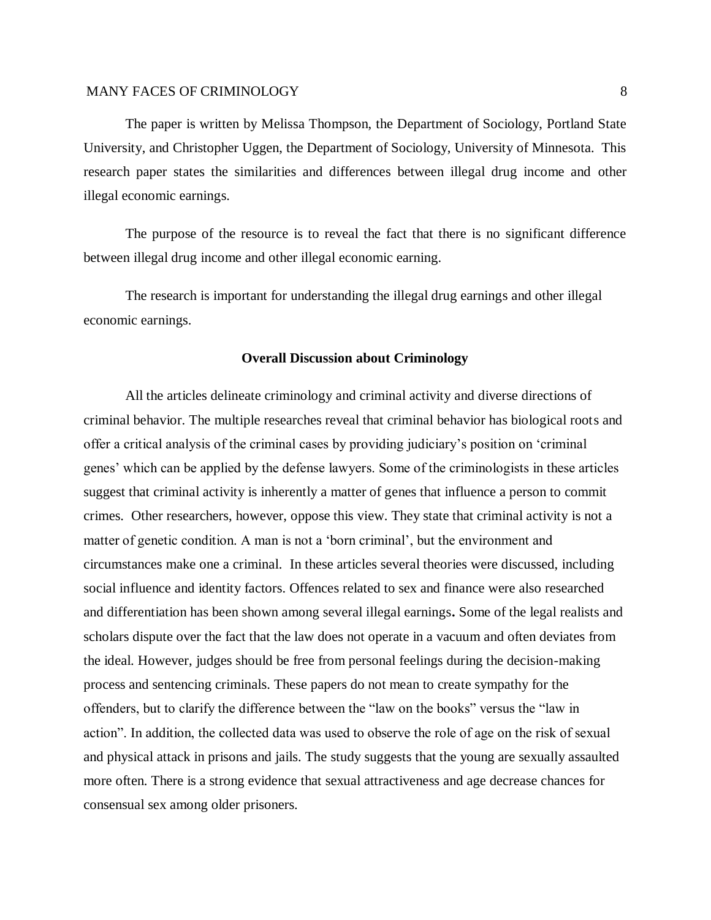The paper is written by Melissa Thompson, the Department of Sociology, Portland State University, and Christopher Uggen, the Department of Sociology, University of Minnesota. This research paper states the similarities and differences between illegal drug income and other illegal economic earnings.

The purpose of the resource is to reveal the fact that there is no significant difference between illegal drug income and other illegal economic earning.

The research is important for understanding the illegal drug earnings and other illegal economic earnings.

## Overall Discussion about Criminology

All the articles delineate criminology and criminal activity and diverse directions of criminal behavior. The multiple researches reveal that criminal behavior has biological roots and offer a critical analysis of the criminal cases by providing judiciary's position on 'criminal genes' which can be applied by the defense lawyers. Some of the criminologists in these articles suggest that criminal activity is inherently a matter of genes that influence a person to commit crimes. Other researchers, however, oppose this view. They state that criminal activity is not a matter of genetic condition. A man is not a 'born criminal', but the environment and circumstances make one a criminal. In these articles several theories were discussed, including social influence and identity factors. Offences related to sex and finance were also researched and differentiation has been shown among several illegal earnings**.** Some of the legal realists and scholars dispute over the fact that the law does not operate in a vacuum and often deviates from the ideal. However, judges should be free from personal feelings during the decision-making process and sentencing criminals. These papers do not mean to create sympathy for the offenders, but to clarify the difference between the "law on the books" versus the "law in action". In addition, the collected data was used to observe the role of age on the risk of sexual and physical attack in prisons and jails. The study suggests that the young are sexually assaulted more often. There is a strong evidence that sexual attractiveness and age decrease chances for consensual sex among older prisoners.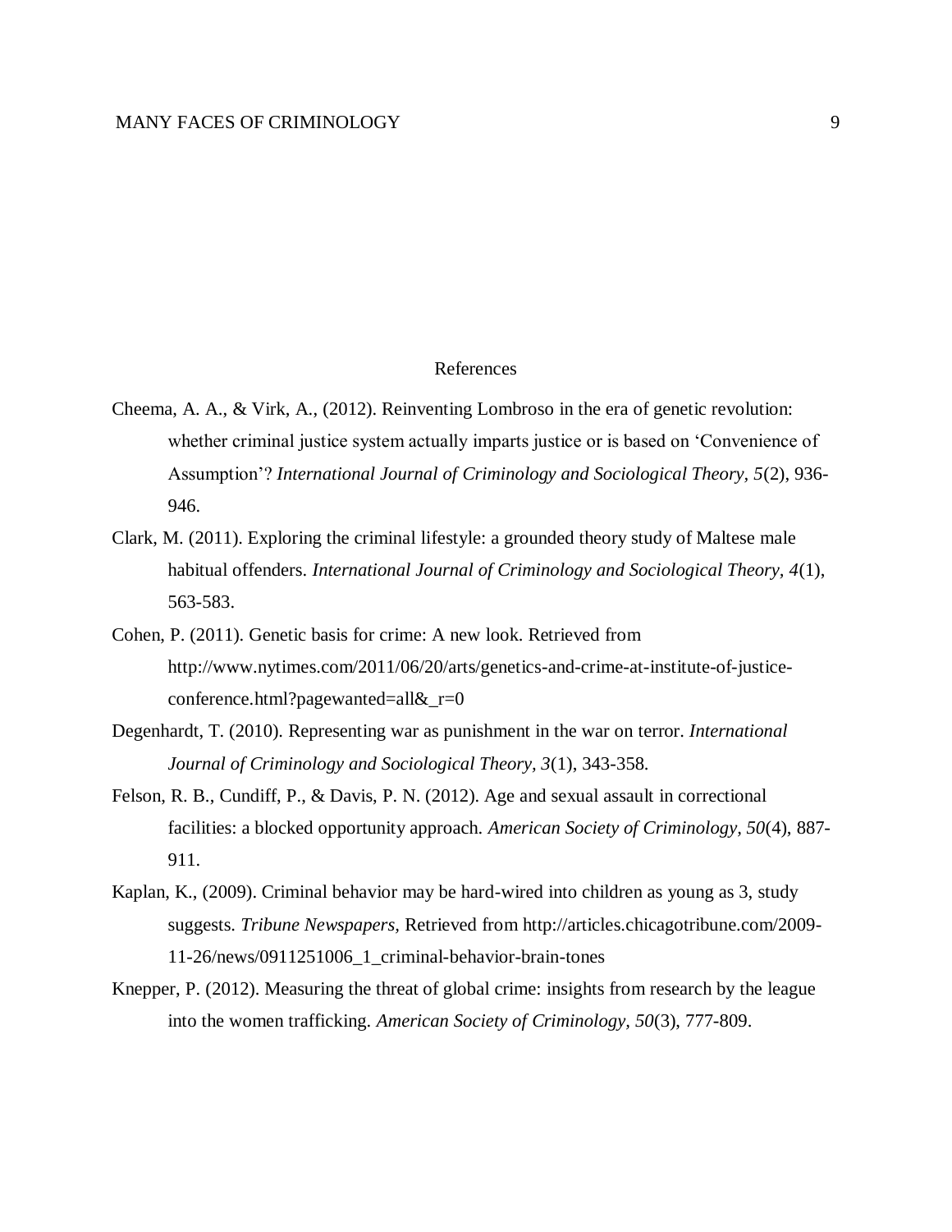# References

Cheema, A. A., & Virk, A., (2012). Reinventing Lombroso in the era of genetic revolution: whether criminal justice system actually imparts justice or is based on 'Convenience of Assumption'? *International Journal of Criminology and Sociological Theory, 5*(2), 936-946.

Clark, M. (2011). Exploring the criminal lifestyle: a grounded theory study of Maltese male habitual offenders. *International Journal of Criminology and Sociological Theory, 4*(1), 563-583.

Cohen, P. (2011). Genetic basis for crime: A new look. Retrieved from http://www.nytimes.com/2011/06/20/arts/genetics-and-crime-at-institute-of-justice-conference.html?pagewanted=all&_r=0

Degenhardt, T. (2010). Representing war as punishment in the war on terror. *International Journal of Criminology and Sociological Theory, 3*(1), 343-358.

Felson, R. B., Cundiff, P., & Davis, P. N. (2012). Age and sexual assault in correctional facilities: a blocked opportunity approach. *American Society of Criminology, 50*(4), 887-911.

Kaplan, K., (2009). Criminal behavior may be hard-wired into children as young as 3, study suggests. *Tribune Newspapers,* Retrieved from http://articles.chicagotribune.com/2009-11-26/news/0911251006_1_criminal-behavior-brain-tones

Knepper, P. (2012). Measuring the threat of global crime: insights from research by the league into the women trafficking. *American Society of Criminology, 50*(3), 777-809.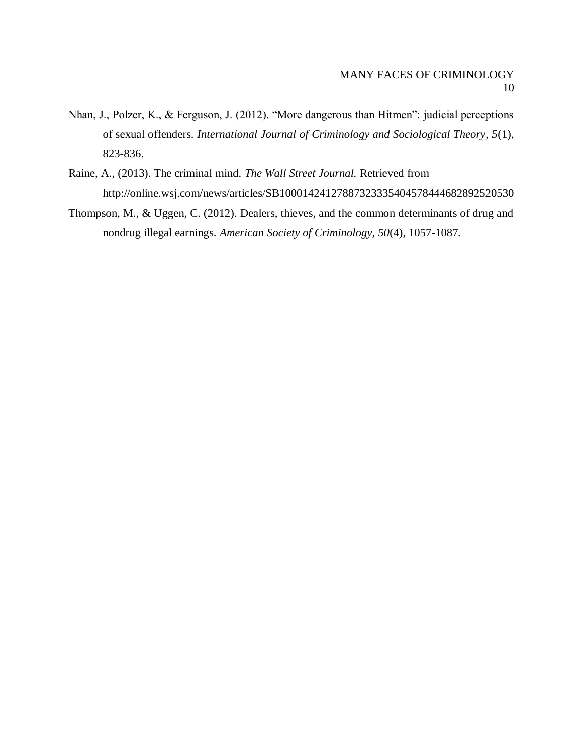Nhan, J., Polzer, K., & Ferguson, J. (2012). “More dangerous than Hitmen”: judicial perceptions of sexual offenders. *International Journal of Criminology and Sociological Theory*, *5*(1), 823-836.

Raine, A., (2013). The criminal mind. *The Wall Street Journal.* Retrieved from http://online.wsj.com/news/articles/SB10001424127887323335404578444682892520530

Thompson, M., & Uggen, C. (2012). Dealers, thieves, and the common determinants of drug and nondrug illegal earnings. *American Society of Criminology*, *50*(4), 1057-1087.